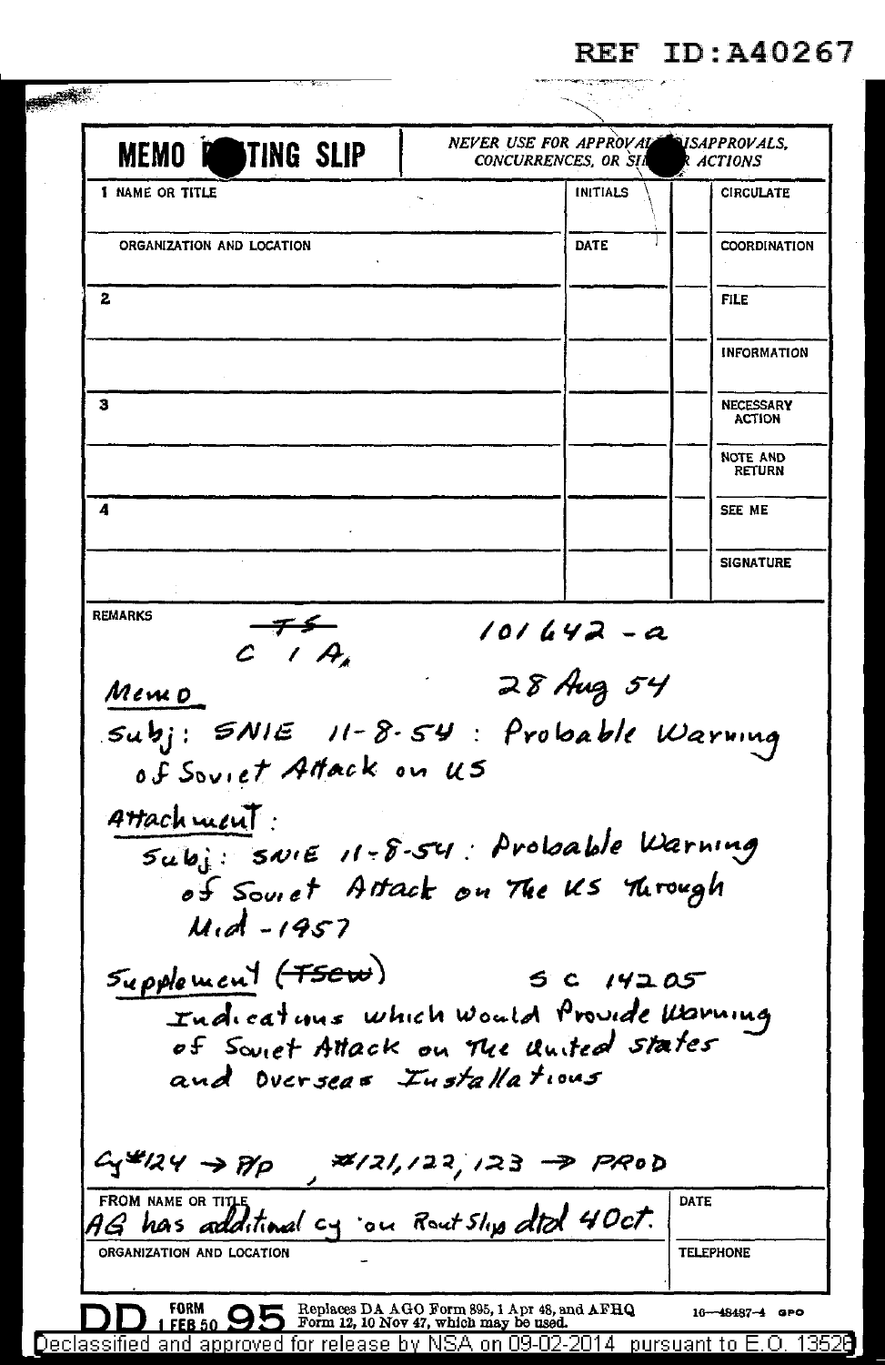REF ID:A40267

**MEMO R TING SLIP**

NEVER USE FOR APPROVAL DISAPPROVALS, CONCURRENCES, OR SI R ACTIONS

| 1 NAME OR TITLE | INITIALS | | CIRCULATE |
|---|---|---|---|
| ORGANIZATION AND LOCATION | DATE | | COORDINATION |
| 2 | | | FILE |
| | | | INFORMATION |
| 3 | | | NECESSARY ACTION |
| | | | NOTE AND RETURN |
| 4 | | | SEE ME |
| | | | SIGNATURE |

REMARKS

~~TS~~ 101642-a

C I A,

Memo 28 Aug 54

Subj: SNIE 11-8-54: Probable Warning of Soviet Attack on US

Attachment:

Subj: SNIE 11-8-54: Probable Warning of Soviet Attack on The US Through Mid-1957

Supplement (~~TSCW~~) SC 14205

Indications which Would Provide Warning of Soviet Attack on The United States and Overseas Installations

Cy #124 → P/P, #121, 122, 123 → PROD

FROM NAME OR TITLE: AG has additional cy on Rout Slip dtd 4 Oct.

DATE

ORGANIZATION AND LOCATION

TELEPHONE

DD FORM 1 FEB 50 95 Replaces DA AGO Form 895, 1 Apr 48, and AFHQ Form 12, 10 Nov 47, which may be used. 16—48487-4 GPO

Declassified and approved for release by NSA on 09-02-2014 pursuant to E.O. 13526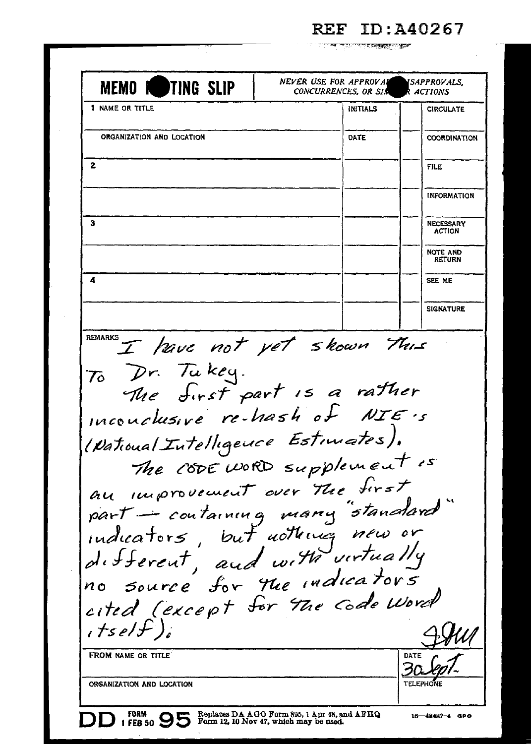REF ID:A40267

**MEMO ROUTING SLIP** | NEVER USE FOR APPROVALS, DISAPPROVALS, CONCURRENCES, OR SIMILAR ACTIONS

| 1 NAME OR TITLE | INITIALS | | CIRCULATE |
|---|---|---|---|
| ORGANIZATION AND LOCATION | DATE | | COORDINATION |
| 2 | | | FILE |
| | | | INFORMATION |
| 3 | | | NECESSARY ACTION |
| | | | NOTE AND RETURN |
| 4 | | | SEE ME |
| | | | SIGNATURE |

REMARKS I have not yet shown this to Dr. Tukey.

The first part is a rather inconclusive re-hash of NIE's (National Intelligence Estimates).

The CODE WORD supplement is an improvement over the first part — containing many "standard" indicators, but nothing new or different, and with virtually no source for the indicators cited (except for the Code Word itself).

WM

FROM NAME OR TITLE | DATE 30 Sept.

ORGANIZATION AND LOCATION | TELEPHONE

DD FORM 1 FEB 50 95 Replaces DA AGO Form 895, 1 Apr 48, and AFHQ Form 12, 10 Nov 47, which may be used. 16—48487-4 GPO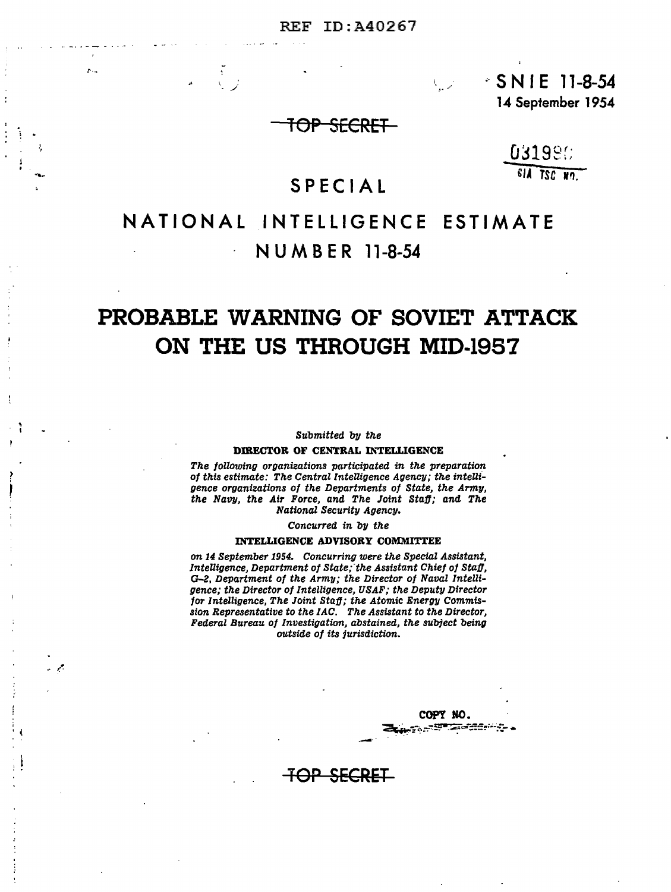REF ID:A40267

SNIE 11-8-54
14 September 1954

~~TOP SECRET~~

031990
SIA TSC NO.

# SPECIAL

# NATIONAL INTELLIGENCE ESTIMATE

# NUMBER 11-8-54

# PROBABLE WARNING OF SOVIET ATTACK ON THE US THROUGH MID-1957

*Submitted by the*

**DIRECTOR OF CENTRAL INTELLIGENCE**

*The following organizations participated in the preparation of this estimate: The Central Intelligence Agency; the intelligence organizations of the Departments of State, the Army, the Navy, the Air Force, and The Joint Staff; and The National Security Agency.*

*Concurred in by the*

**INTELLIGENCE ADVISORY COMMITTEE**

*on 14 September 1954. Concurring were the Special Assistant, Intelligence, Department of State; the Assistant Chief of Staff, G-2, Department of the Army; the Director of Naval Intelligence; the Director of Intelligence, USAF; the Deputy Director for Intelligence, The Joint Staff; the Atomic Energy Commission Representative to the IAC. The Assistant to the Director, Federal Bureau of Investigation, abstained, the subject being outside of its jurisdiction.*

COPY NO.

~~TOP SECRET~~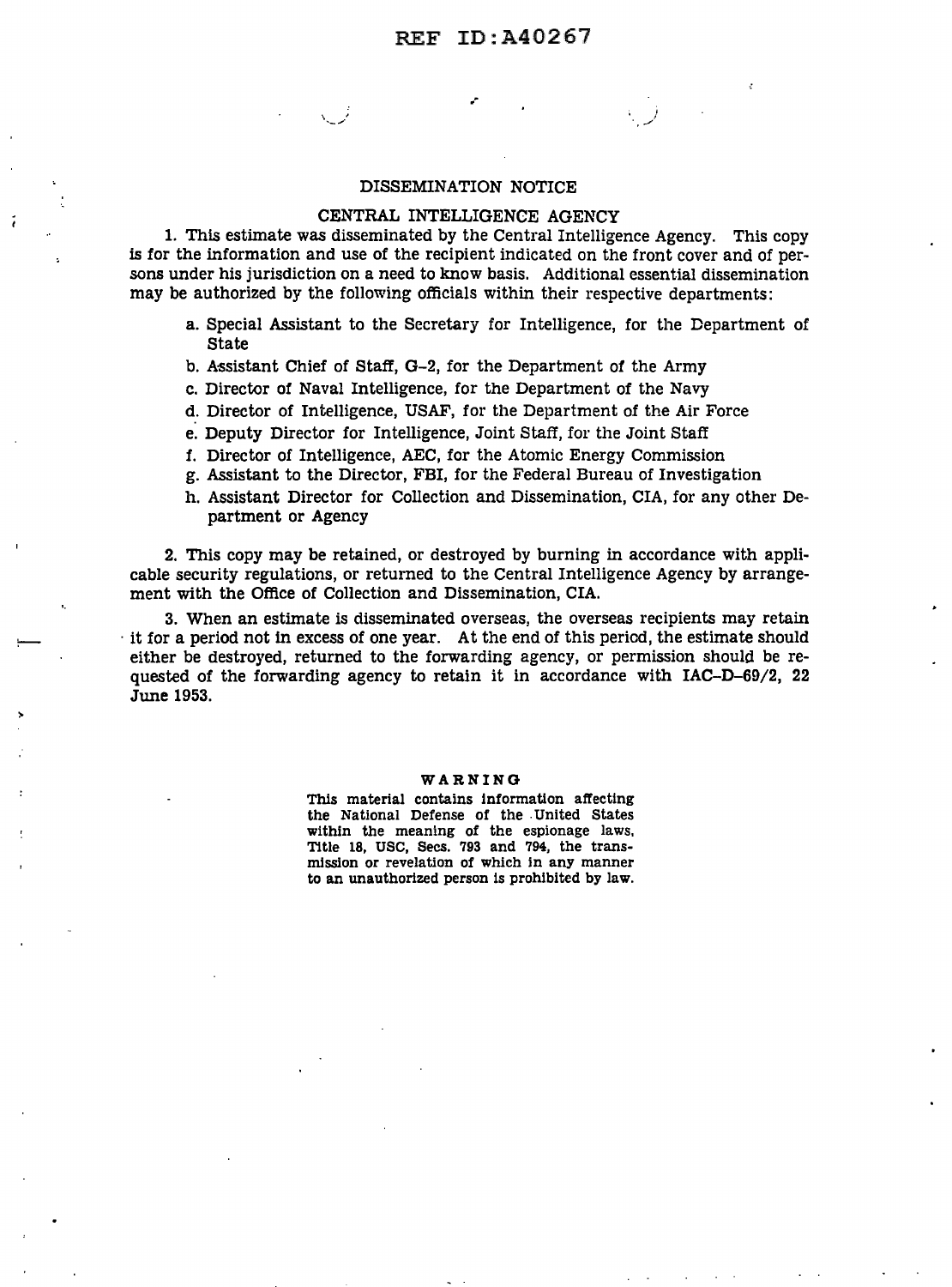## DISSEMINATION NOTICE

### CENTRAL INTELLIGENCE AGENCY

1. This estimate was disseminated by the Central Intelligence Agency. This copy is for the information and use of the recipient indicated on the front cover and of persons under his jurisdiction on a need to know basis. Additional essential dissemination may be authorized by the following officials within their respective departments:

   a. Special Assistant to the Secretary for Intelligence, for the Department of State

   b. Assistant Chief of Staff, G-2, for the Department of the Army

   c. Director of Naval Intelligence, for the Department of the Navy

   d. Director of Intelligence, USAF, for the Department of the Air Force

   e. Deputy Director for Intelligence, Joint Staff, for the Joint Staff

   f. Director of Intelligence, AEC, for the Atomic Energy Commission

   g. Assistant to the Director, FBI, for the Federal Bureau of Investigation

   h. Assistant Director for Collection and Dissemination, CIA, for any other Department or Agency

2. This copy may be retained, or destroyed by burning in accordance with applicable security regulations, or returned to the Central Intelligence Agency by arrangement with the Office of Collection and Dissemination, CIA.

3. When an estimate is disseminated overseas, the overseas recipients may retain it for a period not in excess of one year. At the end of this period, the estimate should either be destroyed, returned to the forwarding agency, or permission should be requested of the forwarding agency to retain it in accordance with IAC-D-69/2, 22 June 1953.

**WARNING**

This material contains information affecting the National Defense of the United States within the meaning of the espionage laws, Title 18, USC, Secs. 793 and 794, the transmission or revelation of which in any manner to an unauthorized person is prohibited by law.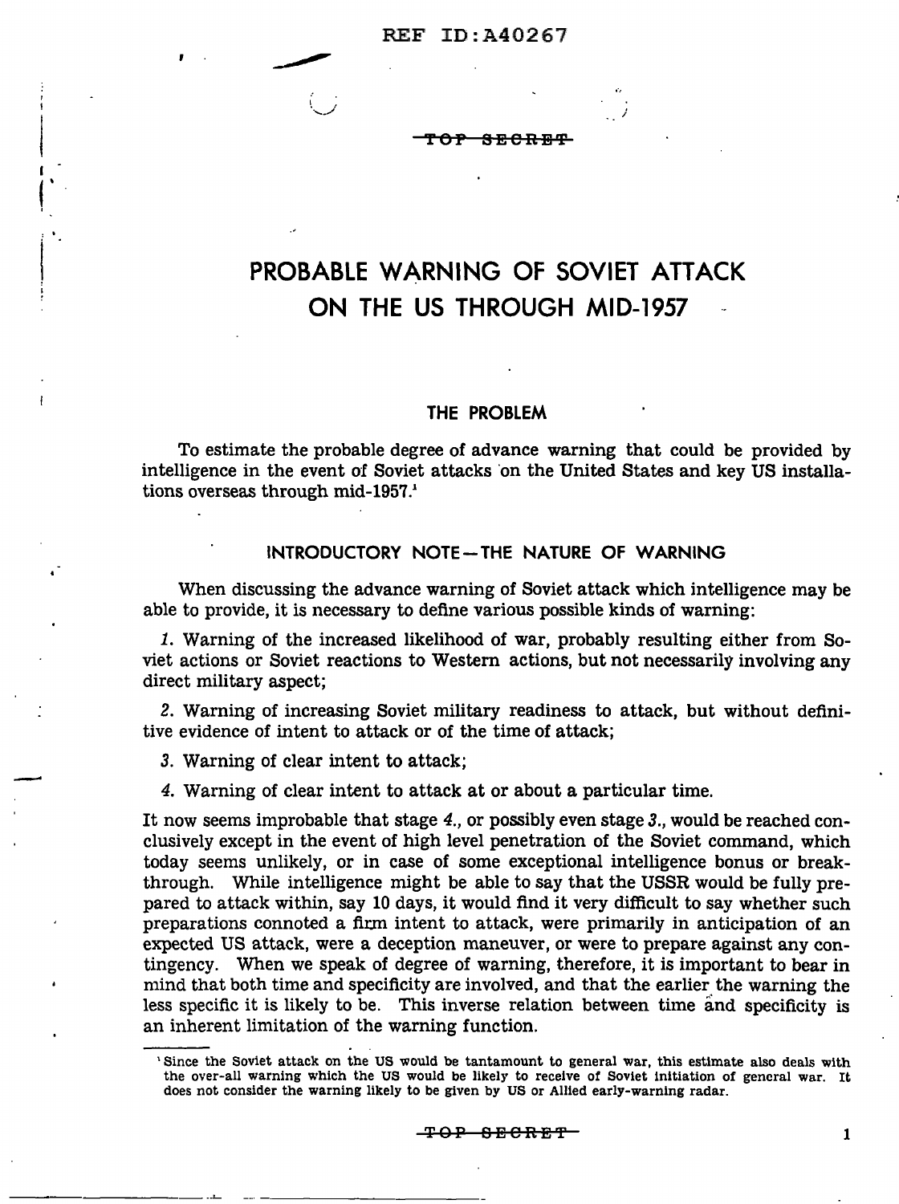TOP SECRET

# PROBABLE WARNING OF SOVIET ATTACK ON THE US THROUGH MID-1957

## THE PROBLEM

To estimate the probable degree of advance warning that could be provided by intelligence in the event of Soviet attacks on the United States and key US installations overseas through mid-1957.[1]

## INTRODUCTORY NOTE—THE NATURE OF WARNING

When discussing the advance warning of Soviet attack which intelligence may be able to provide, it is necessary to define various possible kinds of warning:

*1.* Warning of the increased likelihood of war, probably resulting either from Soviet actions or Soviet reactions to Western actions, but not necessarily involving any direct military aspect;

*2.* Warning of increasing Soviet military readiness to attack, but without definitive evidence of intent to attack or of the time of attack;

*3.* Warning of clear intent to attack;

*4.* Warning of clear intent to attack at or about a particular time.

It now seems improbable that stage *4.*, or possibly even stage *3.*, would be reached conclusively except in the event of high level penetration of the Soviet command, which today seems unlikely, or in case of some exceptional intelligence bonus or breakthrough. While intelligence might be able to say that the USSR would be fully prepared to attack within, say 10 days, it would find it very difficult to say whether such preparations connoted a firm intent to attack, were primarily in anticipation of an expected US attack, were a deception maneuver, or were to prepare against any contingency. When we speak of degree of warning, therefore, it is important to bear in mind that both time and specificity are involved, and that the earlier the warning the less specific it is likely to be. This inverse relation between time and specificity is an inherent limitation of the warning function.

[1] Since the Soviet attack on the US would be tantamount to general war, this estimate also deals with the over-all warning which the US would be likely to receive of Soviet initiation of general war. It does not consider the warning likely to be given by US or Allied early-warning radar.

TOP SECRET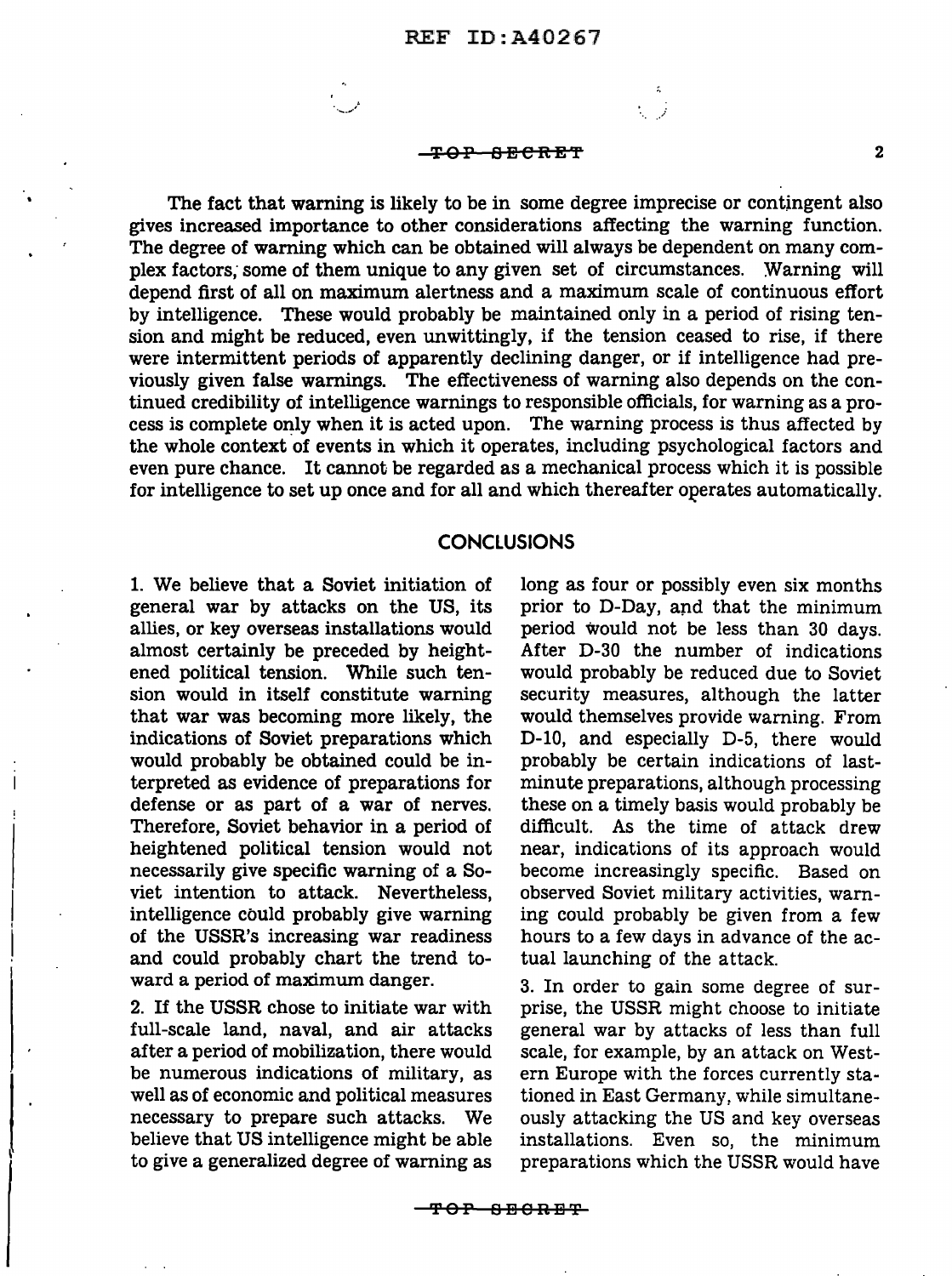The fact that warning is likely to be in some degree imprecise or contingent also gives increased importance to other considerations affecting the warning function. The degree of warning which can be obtained will always be dependent on many complex factors, some of them unique to any given set of circumstances. Warning will depend first of all on maximum alertness and a maximum scale of continuous effort by intelligence. These would probably be maintained only in a period of rising tension and might be reduced, even unwittingly, if the tension ceased to rise, if there were intermittent periods of apparently declining danger, or if intelligence had previously given false warnings. The effectiveness of warning also depends on the continued credibility of intelligence warnings to responsible officials, for warning as a process is complete only when it is acted upon. The warning process is thus affected by the whole context of events in which it operates, including psychological factors and even pure chance. It cannot be regarded as a mechanical process which it is possible for intelligence to set up once and for all and which thereafter operates automatically.

## CONCLUSIONS

1. We believe that a Soviet initiation of general war by attacks on the US, its allies, or key overseas installations would almost certainly be preceded by heightened political tension. While such tension would in itself constitute warning that war was becoming more likely, the indications of Soviet preparations which would probably be obtained could be interpreted as evidence of preparations for defense or as part of a war of nerves. Therefore, Soviet behavior in a period of heightened political tension would not necessarily give specific warning of a Soviet intention to attack. Nevertheless, intelligence could probably give warning of the USSR's increasing war readiness and could probably chart the trend toward a period of maximum danger.

2. If the USSR chose to initiate war with full-scale land, naval, and air attacks after a period of mobilization, there would be numerous indications of military, as well as of economic and political measures necessary to prepare such attacks. We believe that US intelligence might be able to give a generalized degree of warning as long as four or possibly even six months prior to D-Day, and that the minimum period would not be less than 30 days. After D-30 the number of indications would probably be reduced due to Soviet security measures, although the latter would themselves provide warning. From D-10, and especially D-5, there would probably be certain indications of last-minute preparations, although processing these on a timely basis would probably be difficult. As the time of attack drew near, indications of its approach would become increasingly specific. Based on observed Soviet military activities, warning could probably be given from a few hours to a few days in advance of the actual launching of the attack.

3. In order to gain some degree of surprise, the USSR might choose to initiate general war by attacks of less than full scale, for example, by an attack on Western Europe with the forces currently stationed in East Germany, while simultaneously attacking the US and key overseas installations. Even so, the minimum preparations which the USSR would have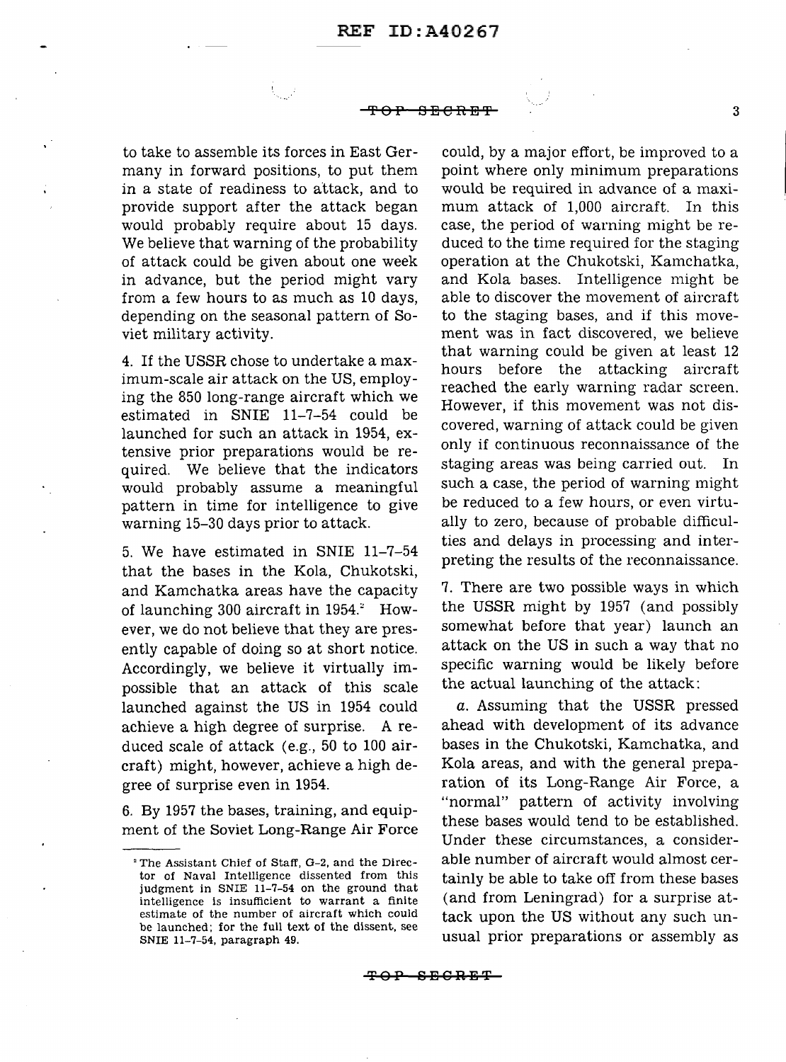to take to assemble its forces in East Germany in forward positions, to put them in a state of readiness to attack, and to provide support after the attack began would probably require about 15 days. We believe that warning of the probability of attack could be given about one week in advance, but the period might vary from a few hours to as much as 10 days, depending on the seasonal pattern of Soviet military activity.

4. If the USSR chose to undertake a maximum-scale air attack on the US, employing the 850 long-range aircraft which we estimated in SNIE 11-7-54 could be launched for such an attack in 1954, extensive prior preparations would be required. We believe that the indicators would probably assume a meaningful pattern in time for intelligence to give warning 15-30 days prior to attack.

5. We have estimated in SNIE 11-7-54 that the bases in the Kola, Chukotski, and Kamchatka areas have the capacity of launching 300 aircraft in 1954.[2] However, we do not believe that they are presently capable of doing so at short notice. Accordingly, we believe it virtually impossible that an attack of this scale launched against the US in 1954 could achieve a high degree of surprise. A reduced scale of attack (e.g., 50 to 100 aircraft) might, however, achieve a high degree of surprise even in 1954.

6. By 1957 the bases, training, and equipment of the Soviet Long-Range Air Force could, by a major effort, be improved to a point where only minimum preparations would be required in advance of a maximum attack of 1,000 aircraft. In this case, the period of warning might be reduced to the time required for the staging operation at the Chukotski, Kamchatka, and Kola bases. Intelligence might be able to discover the movement of aircraft to the staging bases, and if this movement was in fact discovered, we believe that warning could be given at least 12 hours before the attacking aircraft reached the early warning radar screen. However, if this movement was not discovered, warning of attack could be given only if continuous reconnaissance of the staging areas was being carried out. In such a case, the period of warning might be reduced to a few hours, or even virtually to zero, because of probable difficulties and delays in processing and interpreting the results of the reconnaissance.

7. There are two possible ways in which the USSR might by 1957 (and possibly somewhat before that year) launch an attack on the US in such a way that no specific warning would be likely before the actual launching of the attack:

*a.* Assuming that the USSR pressed ahead with development of its advance bases in the Chukotski, Kamchatka, and Kola areas, and with the general preparation of its Long-Range Air Force, a "normal" pattern of activity involving these bases would tend to be established. Under these circumstances, a considerable number of aircraft would almost certainly be able to take off from these bases (and from Leningrad) for a surprise attack upon the US without any such unusual prior preparations or assembly as

---

[2] The Assistant Chief of Staff, G-2, and the Director of Naval Intelligence dissented from this judgment in SNIE 11-7-54 on the ground that intelligence is insufficient to warrant a finite estimate of the number of aircraft which could be launched; for the full text of the dissent, see SNIE 11-7-54, paragraph 49.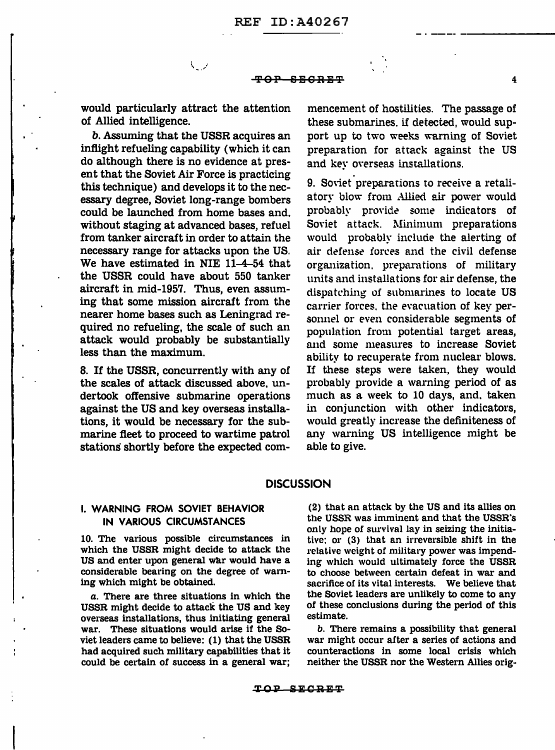would particularly attract the attention of Allied intelligence.

*b.* Assuming that the USSR acquires an inflight refueling capability (which it can do although there is no evidence at present that the Soviet Air Force is practicing this technique) and develops it to the necessary degree, Soviet long-range bombers could be launched from home bases and, without staging at advanced bases, refuel from tanker aircraft in order to attain the necessary range for attacks upon the US. We have estimated in NIE 11-4-54 that the USSR could have about 550 tanker aircraft in mid-1957. Thus, even assuming that some mission aircraft from the nearer home bases such as Leningrad required no refueling, the scale of such an attack would probably be substantially less than the maximum.

8. If the USSR, concurrently with any of the scales of attack discussed above, undertook offensive submarine operations against the US and key overseas installations, it would be necessary for the submarine fleet to proceed to wartime patrol stations shortly before the expected commencement of hostilities. The passage of these submarines, if detected, would support up to two weeks warning of Soviet preparation for attack against the US and key overseas installations.

9. Soviet preparations to receive a retaliatory blow from Allied air power would probably provide some indicators of Soviet attack. Minimum preparations would probably include the alerting of air defense forces and the civil defense organization, preparations of military units and installations for air defense, the dispatching of submarines to locate US carrier forces, the evacuation of key personnel or even considerable segments of population from potential target areas, and some measures to increase Soviet ability to recuperate from nuclear blows. If these steps were taken, they would probably provide a warning period of as much as a week to 10 days, and, taken in conjunction with other indicators, would greatly increase the definiteness of any warning US intelligence might be able to give.

## DISCUSSION

### I. WARNING FROM SOVIET BEHAVIOR IN VARIOUS CIRCUMSTANCES

10. The various possible circumstances in which the USSR might decide to attack the US and enter upon general war would have a considerable bearing on the degree of warning which might be obtained.

*a.* There are three situations in which the USSR might decide to attack the US and key overseas installations, thus initiating general war. These situations would arise if the Soviet leaders came to believe: (1) that the USSR had acquired such military capabilities that it could be certain of success in a general war; (2) that an attack by the US and its allies on the USSR was imminent and that the USSR's only hope of survival lay in seizing the initiative; or (3) that an irreversible shift in the relative weight of military power was impending which would ultimately force the USSR to choose between certain defeat in war and sacrifice of its vital interests. We believe that the Soviet leaders are unlikely to come to any of these conclusions during the period of this estimate.

*b.* There remains a possibility that general war might occur after a series of actions and counteractions in some local crisis which neither the USSR nor the Western Allies orig-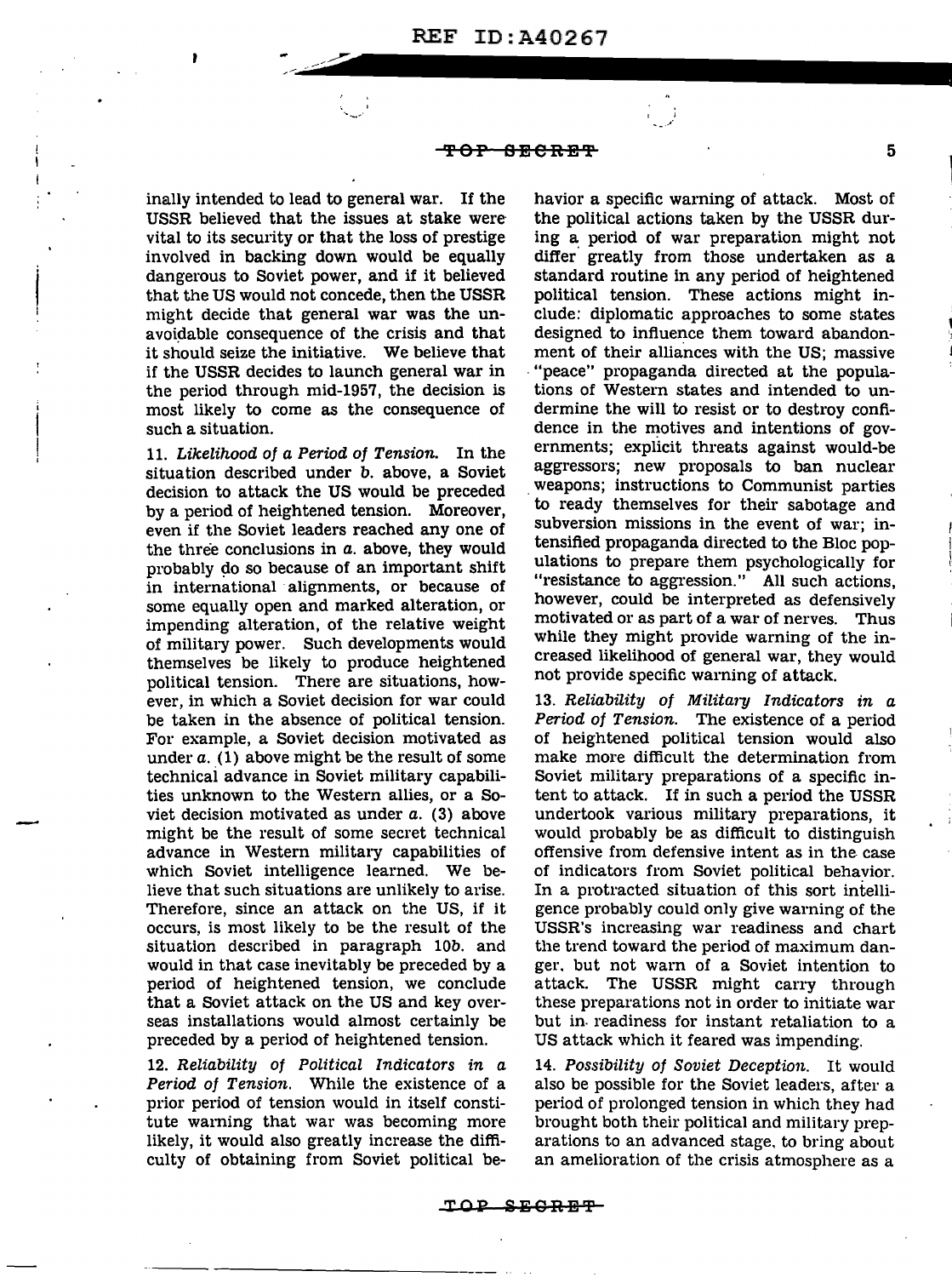inally intended to lead to general war. If the USSR believed that the issues at stake were vital to its security or that the loss of prestige involved in backing down would be equally dangerous to Soviet power, and if it believed that the US would not concede, then the USSR might decide that general war was the unavoidable consequence of the crisis and that it should seize the initiative. We believe that if the USSR decides to launch general war in the period through mid-1957, the decision is most likely to come as the consequence of such a situation.

11. *Likelihood of a Period of Tension.* In the situation described under *b.* above, a Soviet decision to attack the US would be preceded by a period of heightened tension. Moreover, even if the Soviet leaders reached any one of the three conclusions in *a.* above, they would probably do so because of an important shift in international alignments, or because of some equally open and marked alteration, or impending alteration, of the relative weight of military power. Such developments would themselves be likely to produce heightened political tension. There are situations, however, in which a Soviet decision for war could be taken in the absence of political tension. For example, a Soviet decision motivated as under *a.* (1) above might be the result of some technical advance in Soviet military capabilities unknown to the Western allies, or a Soviet decision motivated as under *a.* (3) above might be the result of some secret technical advance in Western military capabilities of which Soviet intelligence learned. We believe that such situations are unlikely to arise. Therefore, since an attack on the US, if it occurs, is most likely to be the result of the situation described in paragraph 10*b.* and would in that case inevitably be preceded by a period of heightened tension, we conclude that a Soviet attack on the US and key overseas installations would almost certainly be preceded by a period of heightened tension.

12. *Reliability of Political Indicators in a Period of Tension.* While the existence of a prior period of tension would in itself constitute warning that war was becoming more likely, it would also greatly increase the difficulty of obtaining from Soviet political behavior a specific warning of attack. Most of the political actions taken by the USSR during a period of war preparation might not differ greatly from those undertaken as a standard routine in any period of heightened political tension. These actions might include: diplomatic approaches to some states designed to influence them toward abandonment of their alliances with the US; massive "peace" propaganda directed at the populations of Western states and intended to undermine the will to resist or to destroy confidence in the motives and intentions of governments; explicit threats against would-be aggressors; new proposals to ban nuclear weapons; instructions to Communist parties to ready themselves for their sabotage and subversion missions in the event of war; intensified propaganda directed to the Bloc populations to prepare them psychologically for "resistance to aggression." All such actions, however, could be interpreted as defensively motivated or as part of a war of nerves. Thus while they might provide warning of the increased likelihood of general war, they would not provide specific warning of attack.

13. *Reliability of Military Indicators in a Period of Tension.* The existence of a period of heightened political tension would also make more difficult the determination from Soviet military preparations of a specific intent to attack. If in such a period the USSR undertook various military preparations, it would probably be as difficult to distinguish offensive from defensive intent as in the case of indicators from Soviet political behavior. In a protracted situation of this sort intelligence probably could only give warning of the USSR's increasing war readiness and chart the trend toward the period of maximum danger, but not warn of a Soviet intention to attack. The USSR might carry through these preparations not in order to initiate war but in readiness for instant retaliation to a US attack which it feared was impending.

14. *Possibility of Soviet Deception.* It would also be possible for the Soviet leaders, after a period of prolonged tension in which they had brought both their political and military preparations to an advanced stage, to bring about an amelioration of the crisis atmosphere as a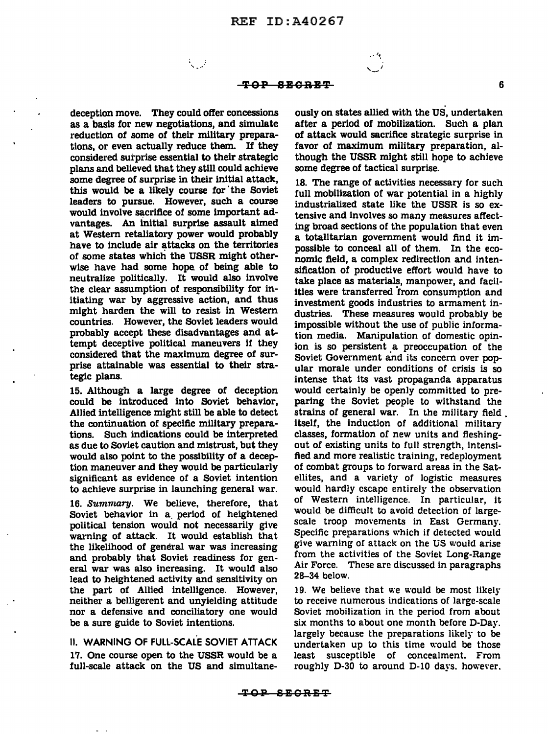deception move. They could offer concessions as a basis for new negotiations, and simulate reduction of some of their military preparations, or even actually reduce them. If they considered surprise essential to their strategic plans and believed that they still could achieve some degree of surprise in their initial attack, this would be a likely course for the Soviet leaders to pursue. However, such a course would involve sacrifice of some important advantages. An initial surprise assault aimed at Western retaliatory power would probably have to include air attacks on the territories of some states which the USSR might otherwise have had some hope of being able to neutralize politically. It would also involve the clear assumption of responsibility for initiating war by aggressive action, and thus might harden the will to resist in Western countries. However, the Soviet leaders would probably accept these disadvantages and attempt deceptive political maneuvers if they considered that the maximum degree of surprise attainable was essential to their strategic plans.

15. Although a large degree of deception could be introduced into Soviet behavior, Allied intelligence might still be able to detect the continuation of specific military preparations. Such indications could be interpreted as due to Soviet caution and mistrust, but they would also point to the possibility of a deception maneuver and they would be particularly significant as evidence of a Soviet intention to achieve surprise in launching general war.

16. *Summary*. We believe, therefore, that Soviet behavior in a period of heightened political tension would not necessarily give warning of attack. It would establish that the likelihood of general war was increasing and probably that Soviet readiness for general war was also increasing. It would also lead to heightened activity and sensitivity on the part of Allied intelligence. However, neither a belligerent and unyielding attitude nor a defensive and conciliatory one would be a sure guide to Soviet intentions.

## II. WARNING OF FULL-SCALE SOVIET ATTACK

17. One course open to the USSR would be a full-scale attack on the US and simultaneously on states allied with the US, undertaken after a period of mobilization. Such a plan of attack would sacrifice strategic surprise in favor of maximum military preparation, although the USSR might still hope to achieve some degree of tactical surprise.

18. The range of activities necessary for such full mobilization of war potential in a highly industrialized state like the USSR is so extensive and involves so many measures affecting broad sections of the population that even a totalitarian government would find it impossible to conceal all of them. In the economic field, a complex redirection and intensification of productive effort would have to take place as materials, manpower, and facilities were transferred from consumption and investment goods industries to armament industries. These measures would probably be impossible without the use of public information media. Manipulation of domestic opinion is so persistent a preoccupation of the Soviet Government and its concern over popular morale under conditions of crisis is so intense that its vast propaganda apparatus would certainly be openly committed to preparing the Soviet people to withstand the strains of general war. In the military field itself, the induction of additional military classes, formation of new units and fleshing-out of existing units to full strength, intensified and more realistic training, redeployment of combat groups to forward areas in the Satellites, and a variety of logistic measures would hardly escape entirely the observation of Western intelligence. In particular, it would be difficult to avoid detection of large-scale troop movements in East Germany. Specific preparations which if detected would give warning of attack on the US would arise from the activities of the Soviet Long-Range Air Force. These are discussed in paragraphs 28–34 below.

19. We believe that we would be most likely to receive numerous indications of large-scale Soviet mobilization in the period from about six months to about one month before D-Day. largely because the preparations likely to be undertaken up to this time would be those least susceptible of concealment. From roughly D-30 to around D-10 days. however.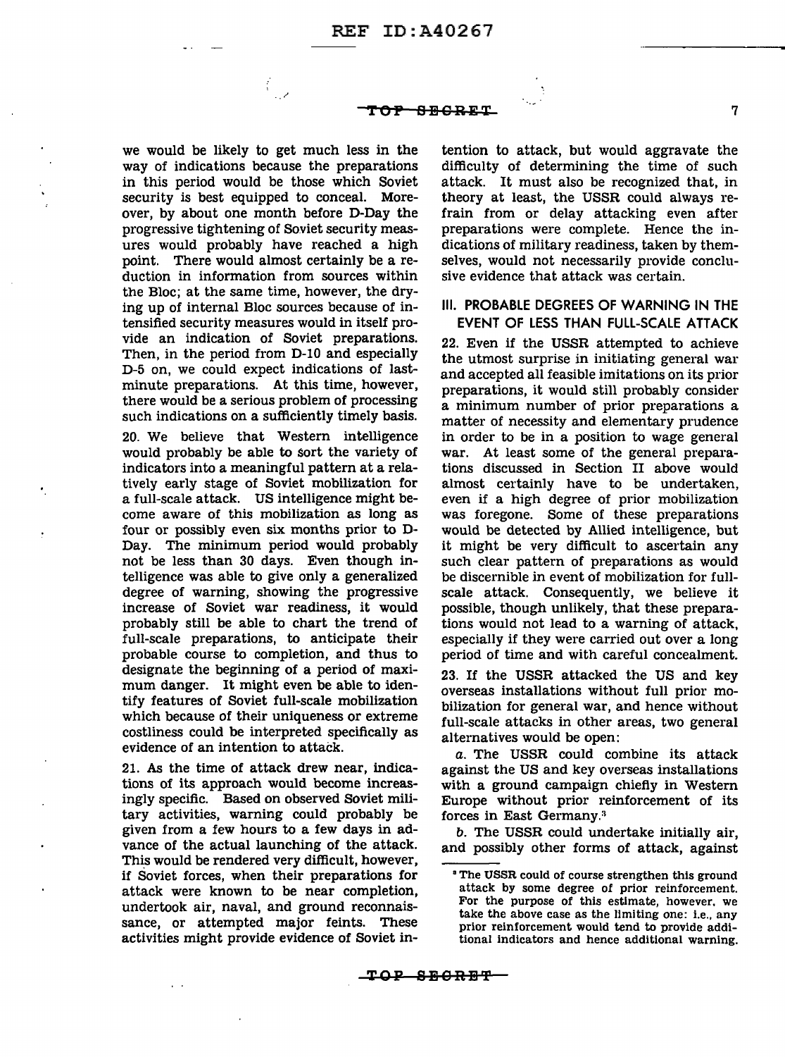we would be likely to get much less in the way of indications because the preparations in this period would be those which Soviet security is best equipped to conceal. Moreover, by about one month before D-Day the progressive tightening of Soviet security measures would probably have reached a high point. There would almost certainly be a reduction in information from sources within the Bloc; at the same time, however, the drying up of internal Bloc sources because of intensified security measures would in itself provide an indication of Soviet preparations. Then, in the period from D-10 and especially D-5 on, we could expect indications of last-minute preparations. At this time, however, there would be a serious problem of processing such indications on a sufficiently timely basis.

20. We believe that Western intelligence would probably be able to sort the variety of indicators into a meaningful pattern at a relatively early stage of Soviet mobilization for a full-scale attack. US intelligence might become aware of this mobilization as long as four or possibly even six months prior to D-Day. The minimum period would probably not be less than 30 days. Even though intelligence was able to give only a generalized degree of warning, showing the progressive increase of Soviet war readiness, it would probably still be able to chart the trend of full-scale preparations, to anticipate their probable course to completion, and thus to designate the beginning of a period of maximum danger. It might even be able to identify features of Soviet full-scale mobilization which because of their uniqueness or extreme costliness could be interpreted specifically as evidence of an intention to attack.

21. As the time of attack drew near, indications of its approach would become increasingly specific. Based on observed Soviet military activities, warning could probably be given from a few hours to a few days in advance of the actual launching of the attack. This would be rendered very difficult, however, if Soviet forces, when their preparations for attack were known to be near completion, undertook air, naval, and ground reconnaissance, or attempted major feints. These activities might provide evidence of Soviet intention to attack, but would aggravate the difficulty of determining the time of such attack. It must also be recognized that, in theory at least, the USSR could always refrain from or delay attacking even after preparations were complete. Hence the indications of military readiness, taken by themselves, would not necessarily provide conclusive evidence that attack was certain.

## III. PROBABLE DEGREES OF WARNING IN THE EVENT OF LESS THAN FULL-SCALE ATTACK

22. Even if the USSR attempted to achieve the utmost surprise in initiating general war and accepted all feasible imitations on its prior preparations, it would still probably consider a minimum number of prior preparations a matter of necessity and elementary prudence in order to be in a position to wage general war. At least some of the general preparations discussed in Section II above would almost certainly have to be undertaken, even if a high degree of prior mobilization was foregone. Some of these preparations would be detected by Allied intelligence, but it might be very difficult to ascertain any such clear pattern of preparations as would be discernible in event of mobilization for full-scale attack. Consequently, we believe it possible, though unlikely, that these preparations would not lead to a warning of attack, especially if they were carried out over a long period of time and with careful concealment.

23. If the USSR attacked the US and key overseas installations without full prior mobilization for general war, and hence without full-scale attacks in other areas, two general alternatives would be open:

*a.* The USSR could combine its attack against the US and key overseas installations with a ground campaign chiefly in Western Europe without prior reinforcement of its forces in East Germany.[3]

*b.* The USSR could undertake initially air, and possibly other forms of attack, against

[3] The USSR could of course strengthen this ground attack by some degree of prior reinforcement. For the purpose of this estimate, however, we take the above case as the limiting one: i.e., any prior reinforcement would tend to provide additional indicators and hence additional warning.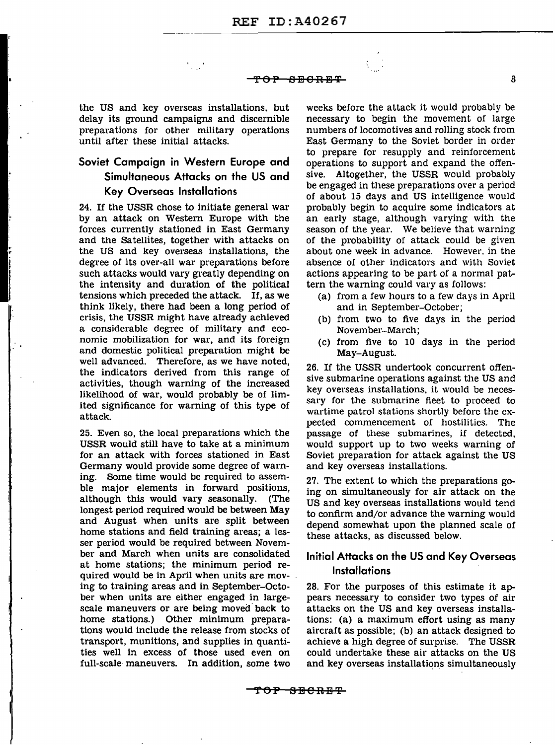the US and key overseas installations, but delay its ground campaigns and discernible preparations for other military operations until after these initial attacks.

## Soviet Campaign in Western Europe and Simultaneous Attacks on the US and Key Overseas Installations

24. If the USSR chose to initiate general war by an attack on Western Europe with the forces currently stationed in East Germany and the Satellites, together with attacks on the US and key overseas installations, the degree of its over-all war preparations before such attacks would vary greatly depending on the intensity and duration of the political tensions which preceded the attack. If, as we think likely, there had been a long period of crisis, the USSR might have already achieved a considerable degree of military and economic mobilization for war, and its foreign and domestic political preparation might be well advanced. Therefore, as we have noted, the indicators derived from this range of activities, though warning of the increased likelihood of war, would probably be of limited significance for warning of this type of attack.

25. Even so, the local preparations which the USSR would still have to take at a minimum for an attack with forces stationed in East Germany would provide some degree of warning. Some time would be required to assemble major elements in forward positions, although this would vary seasonally. (The longest period required would be between May and August when units are split between home stations and field training areas; a lesser period would be required between November and March when units are consolidated at home stations; the minimum period required would be in April when units are moving to training areas and in September–October when units are either engaged in large-scale maneuvers or are being moved back to home stations.) Other minimum preparations would include the release from stocks of transport, munitions, and supplies in quantities well in excess of those used even on full-scale maneuvers. In addition, some two weeks before the attack it would probably be necessary to begin the movement of large numbers of locomotives and rolling stock from East Germany to the Soviet border in order to prepare for resupply and reinforcement operations to support and expand the offensive. Altogether, the USSR would probably be engaged in these preparations over a period of about 15 days and US intelligence would probably begin to acquire some indicators at an early stage, although varying with the season of the year. We believe that warning of the probability of attack could be given about one week in advance. However, in the absence of other indicators and with Soviet actions appearing to be part of a normal pattern the warning could vary as follows:

(a) from a few hours to a few days in April and in September–October;

(b) from two to five days in the period November–March;

(c) from five to 10 days in the period May–August.

26. If the USSR undertook concurrent offensive submarine operations against the US and key overseas installations, it would be necessary for the submarine fleet to proceed to wartime patrol stations shortly before the expected commencement of hostilities. The passage of these submarines, if detected, would support up to two weeks warning of Soviet preparation for attack against the US and key overseas installations.

27. The extent to which the preparations going on simultaneously for air attack on the US and key overseas installations would tend to confirm and/or advance the warning would depend somewhat upon the planned scale of these attacks, as discussed below.

## Initial Attacks on the US and Key Overseas Installations

28. For the purposes of this estimate it appears necessary to consider two types of air attacks on the US and key overseas installations: (a) a maximum effort using as many aircraft as possible; (b) an attack designed to achieve a high degree of surprise. The USSR could undertake these air attacks on the US and key overseas installations simultaneously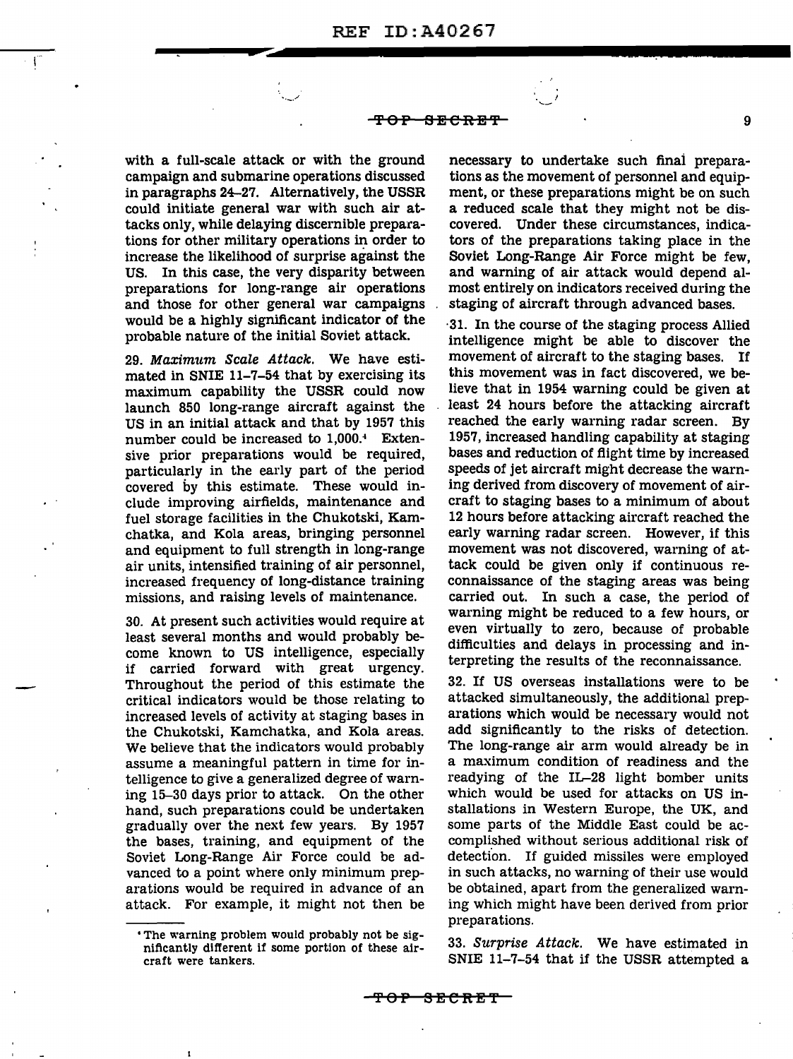with a full-scale attack or with the ground campaign and submarine operations discussed in paragraphs 24–27. Alternatively, the USSR could initiate general war with such air attacks only, while delaying discernible preparations for other military operations in order to increase the likelihood of surprise against the US. In this case, the very disparity between preparations for long-range air operations and those for other general war campaigns would be a highly significant indicator of the probable nature of the initial Soviet attack.

29. *Maximum Scale Attack.* We have estimated in SNIE 11–7–54 that by exercising its maximum capability the USSR could now launch 850 long-range aircraft against the US in an initial attack and that by 1957 this number could be increased to 1,000.[4] Extensive prior preparations would be required, particularly in the early part of the period covered by this estimate. These would include improving airfields, maintenance and fuel storage facilities in the Chukotski, Kamchatka, and Kola areas, bringing personnel and equipment to full strength in long-range air units, intensified training of air personnel, increased frequency of long-distance training missions, and raising levels of maintenance.

30. At present such activities would require at least several months and would probably become known to US intelligence, especially if carried forward with great urgency. Throughout the period of this estimate the critical indicators would be those relating to increased levels of activity at staging bases in the Chukotski, Kamchatka, and Kola areas. We believe that the indicators would probably assume a meaningful pattern in time for intelligence to give a generalized degree of warning 15–30 days prior to attack. On the other hand, such preparations could be undertaken gradually over the next few years. By 1957 the bases, training, and equipment of the Soviet Long-Range Air Force could be advanced to a point where only minimum preparations would be required in advance of an attack. For example, it might not then be necessary to undertake such final preparations as the movement of personnel and equipment, or these preparations might be on such a reduced scale that they might not be discovered. Under these circumstances, indicators of the preparations taking place in the Soviet Long-Range Air Force might be few, and warning of air attack would depend almost entirely on indicators received during the staging of aircraft through advanced bases.

31. In the course of the staging process Allied intelligence might be able to discover the movement of aircraft to the staging bases. If this movement was in fact discovered, we believe that in 1954 warning could be given at least 24 hours before the attacking aircraft reached the early warning radar screen. By 1957, increased handling capability at staging bases and reduction of flight time by increased speeds of jet aircraft might decrease the warning derived from discovery of movement of aircraft to staging bases to a minimum of about 12 hours before attacking aircraft reached the early warning radar screen. However, if this movement was not discovered, warning of attack could be given only if continuous reconnaissance of the staging areas was being carried out. In such a case, the period of warning might be reduced to a few hours, or even virtually to zero, because of probable difficulties and delays in processing and interpreting the results of the reconnaissance.

32. If US overseas installations were to be attacked simultaneously, the additional preparations which would be necessary would not add significantly to the risks of detection. The long-range air arm would already be in a maximum condition of readiness and the readying of the IL–28 light bomber units which would be used for attacks on US installations in Western Europe, the UK, and some parts of the Middle East could be accomplished without serious additional risk of detection. If guided missiles were employed in such attacks, no warning of their use would be obtained, apart from the generalized warning which might have been derived from prior preparations.

33. *Surprise Attack.* We have estimated in SNIE 11–7–54 that if the USSR attempted a

---

[4] The warning problem would probably not be significantly different if some portion of these aircraft were tankers.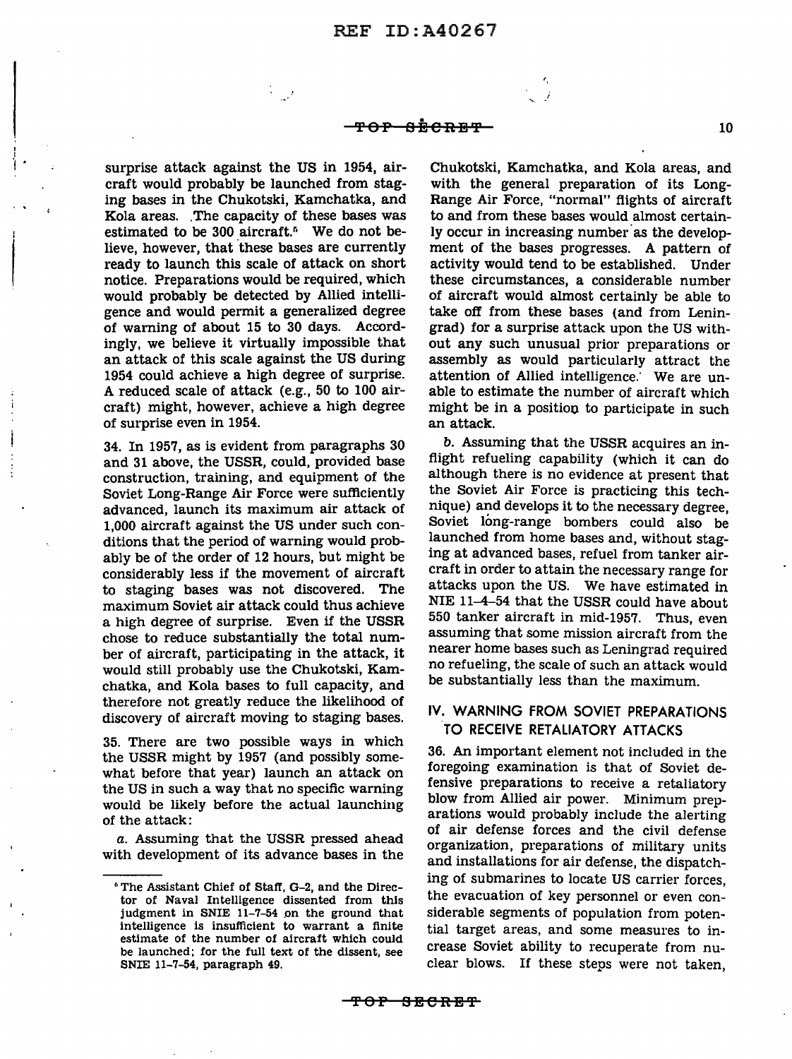surprise attack against the US in 1954, aircraft would probably be launched from staging bases in the Chukotski, Kamchatka, and Kola areas. The capacity of these bases was estimated to be 300 aircraft.[6] We do not believe, however, that these bases are currently ready to launch this scale of attack on short notice. Preparations would be required, which would probably be detected by Allied intelligence and would permit a generalized degree of warning of about 15 to 30 days. Accordingly, we believe it virtually impossible that an attack of this scale against the US during 1954 could achieve a high degree of surprise. A reduced scale of attack (e.g., 50 to 100 aircraft) might, however, achieve a high degree of surprise even in 1954.

34. In 1957, as is evident from paragraphs 30 and 31 above, the USSR, could, provided base construction, training, and equipment of the Soviet Long-Range Air Force were sufficiently advanced, launch its maximum air attack of 1,000 aircraft against the US under such conditions that the period of warning would probably be of the order of 12 hours, but might be considerably less if the movement of aircraft to staging bases was not discovered. The maximum Soviet air attack could thus achieve a high degree of surprise. Even if the USSR chose to reduce substantially the total number of aircraft, participating in the attack, it would still probably use the Chukotski, Kamchatka, and Kola bases to full capacity, and therefore not greatly reduce the likelihood of discovery of aircraft moving to staging bases.

35. There are two possible ways in which the USSR might by 1957 (and possibly somewhat before that year) launch an attack on the US in such a way that no specific warning would be likely before the actual launching of the attack:

*a.* Assuming that the USSR pressed ahead with development of its advance bases in the Chukotski, Kamchatka, and Kola areas, and with the general preparation of its Long-Range Air Force, "normal" flights of aircraft to and from these bases would almost certainly occur in increasing number as the development of the bases progresses. A pattern of activity would tend to be established. Under these circumstances, a considerable number of aircraft would almost certainly be able to take off from these bases (and from Leningrad) for a surprise attack upon the US without any such unusual prior preparations or assembly as would particularly attract the attention of Allied intelligence. We are unable to estimate the number of aircraft which might be in a position to participate in such an attack.

*b.* Assuming that the USSR acquires an in-flight refueling capability (which it can do although there is no evidence at present that the Soviet Air Force is practicing this technique) and develops it to the necessary degree, Soviet long-range bombers could also be launched from home bases and, without staging at advanced bases, refuel from tanker aircraft in order to attain the necessary range for attacks upon the US. We have estimated in NIE 11–4–54 that the USSR could have about 550 tanker aircraft in mid-1957. Thus, even assuming that some mission aircraft from the nearer home bases such as Leningrad required no refueling, the scale of such an attack would be substantially less than the maximum.

## IV. WARNING FROM SOVIET PREPARATIONS TO RECEIVE RETALIATORY ATTACKS

36. An important element not included in the foregoing examination is that of Soviet defensive preparations to receive a retaliatory blow from Allied air power. Minimum preparations would probably include the alerting of air defense forces and the civil defense organization, preparations of military units and installations for air defense, the dispatching of submarines to locate US carrier forces, the evacuation of key personnel or even considerable segments of population from potential target areas, and some measures to increase Soviet ability to recuperate from nuclear blows. If these steps were not taken,

[6] The Assistant Chief of Staff, G–2, and the Director of Naval Intelligence dissented from this judgment in SNIE 11–7–54 on the ground that intelligence is insufficient to warrant a finite estimate of the number of aircraft which could be launched; for the full text of the dissent, see SNIE 11–7–54, paragraph 49.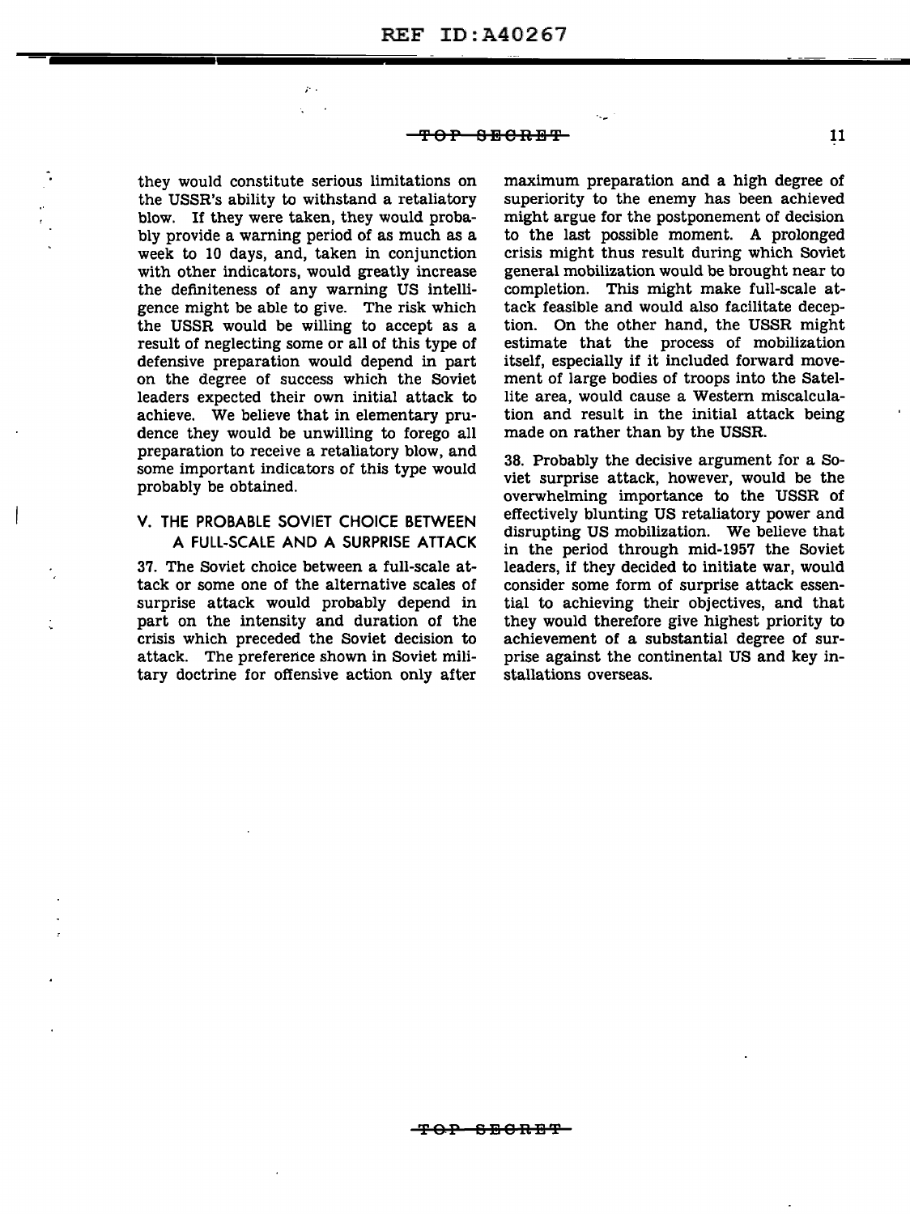they would constitute serious limitations on the USSR's ability to withstand a retaliatory blow. If they were taken, they would probably provide a warning period of as much as a week to 10 days, and, taken in conjunction with other indicators, would greatly increase the definiteness of any warning US intelligence might be able to give. The risk which the USSR would be willing to accept as a result of neglecting some or all of this type of defensive preparation would depend in part on the degree of success which the Soviet leaders expected their own initial attack to achieve. We believe that in elementary prudence they would be unwilling to forego all preparation to receive a retaliatory blow, and some important indicators of this type would probably be obtained.

## V. THE PROBABLE SOVIET CHOICE BETWEEN A FULL-SCALE AND A SURPRISE ATTACK

37. The Soviet choice between a full-scale attack or some one of the alternative scales of surprise attack would probably depend in part on the intensity and duration of the crisis which preceded the Soviet decision to attack. The preference shown in Soviet military doctrine for offensive action only after maximum preparation and a high degree of superiority to the enemy has been achieved might argue for the postponement of decision to the last possible moment. A prolonged crisis might thus result during which Soviet general mobilization would be brought near to completion. This might make full-scale attack feasible and would also facilitate deception. On the other hand, the USSR might estimate that the process of mobilization itself, especially if it included forward movement of large bodies of troops into the Satellite area, would cause a Western miscalculation and result in the initial attack being made on rather than by the USSR.

38. Probably the decisive argument for a Soviet surprise attack, however, would be the overwhelming importance to the USSR of effectively blunting US retaliatory power and disrupting US mobilization. We believe that in the period through mid-1957 the Soviet leaders, if they decided to initiate war, would consider some form of surprise attack essential to achieving their objectives, and that they would therefore give highest priority to achievement of a substantial degree of surprise against the continental US and key installations overseas.